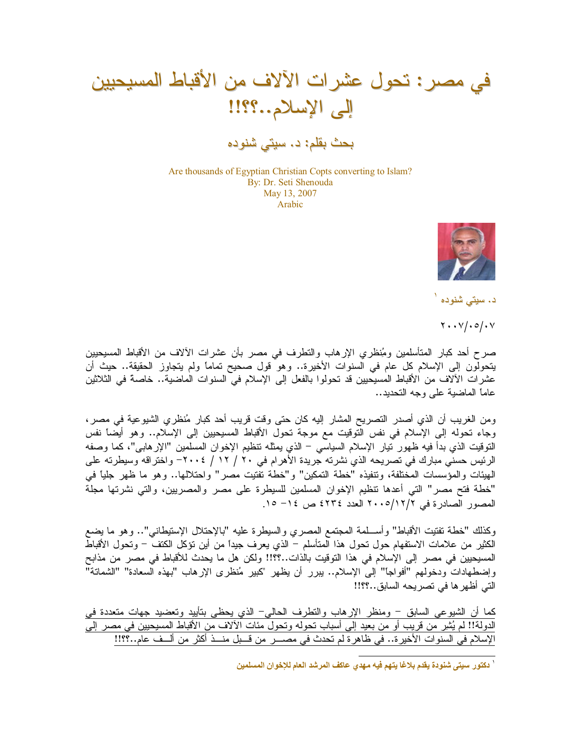# في مصر: تحول عشرات الآلاف من الأقباط المسيحيين إلى الإسلام..؟؟!!

## بحث بقلم: د. سيتي شنوده

Are thousands of Egyptian Christian Copts converting to Islam?
By: Dr. Seti Shenouda
May 13, 2007
Arabic

د. سيتي شنوده [١]

٢٠٠٧/٠٥/٠٧

صرح أحد كبار المتأسلمين ومُنظري الإرهاب والتطرف في مصر بأن عشرات الآلاف من الأقباط المسيحيين يتحولون إلى الإسلام كل عام في السنوات الأخيرة.. وهو قول صحيح تماماً ولم يتجاوز الحقيقة.. حيث أن عشرات الآلاف من الأقباط المسيحيين قد تحولوا بالفعل إلى الإسلام في السنوات الماضية.. خاصة في الثلاثين عاماً الماضية على وجه التحديد..

ومن الغريب أن الذي أصدر التصريح المشار إليه كان حتى وقت قريب أحد كبار مُنظري الشيوعية في مصر، وجاء تحوله إلى الإسلام في نفس التوقيت مع موجة تحول الأقباط المسيحيين إلى الإسلام.. وهو أيضاً نفس التوقيت الذي بدأ فيه ظهور تيار الإسلام السياسي – الذي يمثله تنظيم الإخوان المسلمين "الإرهابى"، كما وصفه الرئيس حسني مبارك في تصريحه الذي نشرته جريدة الأهرام في ٢٠ / ١٢ / ٢٠٠٤– واختراقه وسيطرته على الهيئات والمؤسسات المختلفة، وتنفيذه "خطة التمكين" و"خطة تفتيت مصر" واحتلالها.. وهو ما ظهر جلياً في "خطة فتح مصر" التي أعدها تنظيم الإخوان المسلمين للسيطرة على مصر والمصريين، والتي نشرتها مجلة المصور الصادرة في ٢٠٠٥/١٢/٢ العدد ٤٢٣٤ ص ١٤– ١٥.

وكذلك "خطة تفتيت الأقباط" وأســلمة المجتمع المصري والسيطرة عليه "بالإحتلال الإستيطاني".. وهو ما يضع الكثير من علامات الاستفهام حول تحول هذا المتأسلم – الذي يعرف جيداً من أين تؤكل الكتف – وتحول الأقباط المسيحيين في مصر إلى الإسلام في هذا التوقيت بالذات..؟؟!! ولكن هل ما يحدث للأقباط في مصر من مذابح وإضطهادات ودخولهم "أفواجاً" إلى الإسلام.. يبرر أن يظهر "كبير مُنظرى الإرهاب "بهذه السعادة" "الشماتة" التي أظهرها في تصريحه السابق..؟؟!!

كما أن الشيوعي السابق – ومنظر الإرهاب والتطرف الحالي– الذي يحظى بتأييد وتعضيد جهات متعددة في الدولة!! لم يُشِر من قريب أو من بعيد إلى أسباب تحوله وتحول مئات الآلاف من الأقباط المسيحيين في مصر إلى الإسلام في السنوات الأخيرة.. في ظاهرة لم تحدث في مصـــر من قــبل منـــذ أكثر من ألــف عام..؟؟!!

---

[١] دكتور سيتى شنودة يقدم بلاغا يتهم فيه مهدي عاكف المرشد العام للإخوان المسلمين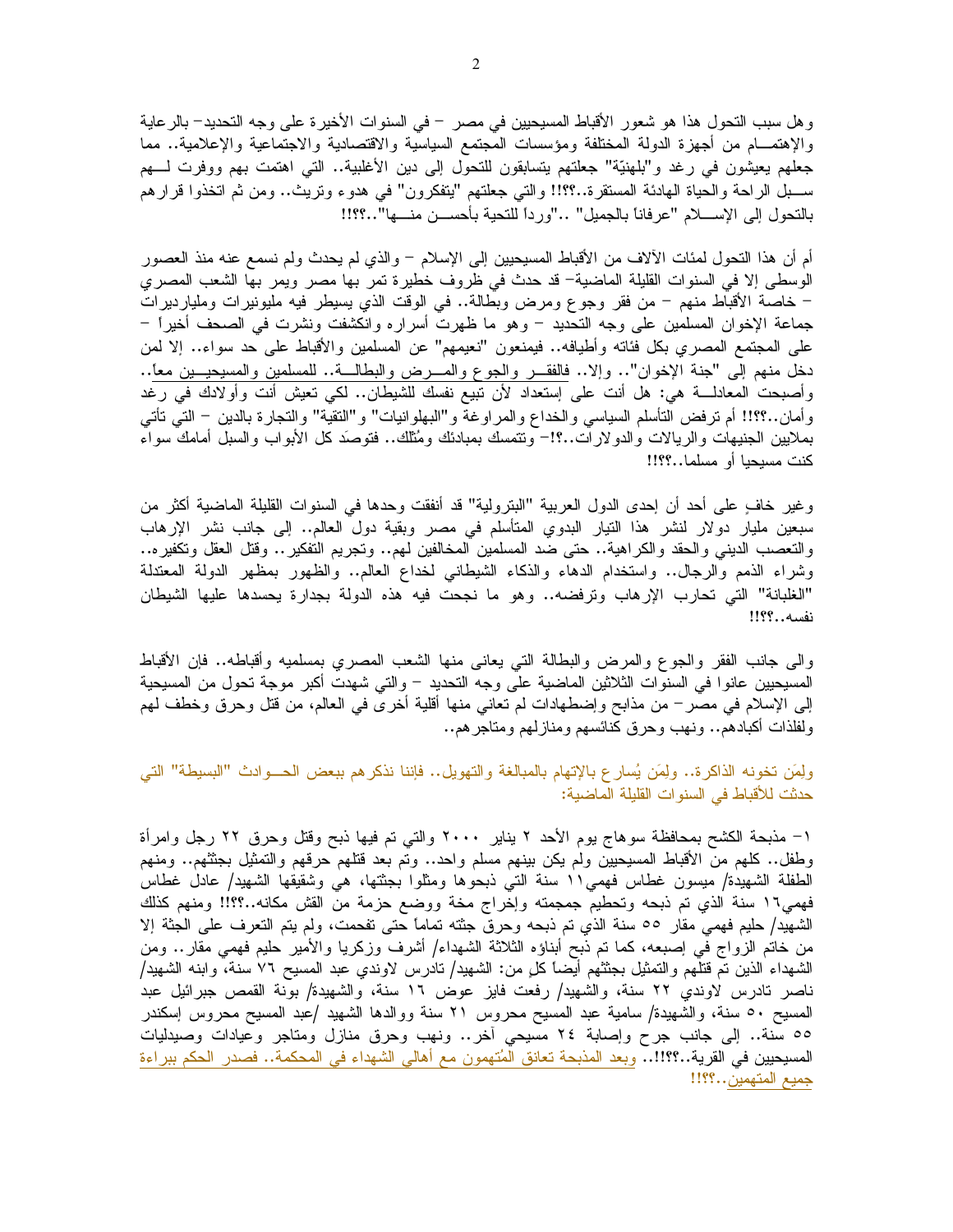وهل سبب التحول هذا هو شعور الأقباط المسيحيين في مصر – في السنوات الأخيرة على وجه التحديد– بالرعاية والإهتمــام من أجهزة الدولة المختلفة ومؤسسات المجتمع السياسية والاقتصادية والاجتماعية والإعلامية.. مما جعلهم يعيشون في رغد و"بلهنيّة" جعلتهم يتسابقون للتحول إلى دين الأغلبية.. التي اهتمت بهم ووفرت لــهم ســبل الراحة والحياة الهادئة المستقرة..؟؟!! والتي جعلتهم "يتفكرون" في هدوء وتريث.. ومن ثم اتخذوا قرارهم بالتحول إلى الإســلام "عرفاناً بالجميل" .."ورداً للتحية بأحســن منــها"..؟؟!!

أم أن هذا التحول لمئات الآلاف من الأقباط المسيحيين إلى الإسلام – والذي لم يحدث ولم نسمع عنه منذ العصور الوسطى إلا في السنوات القليلة الماضية– قد حدث في ظروف خطيرة تمر بها مصر ويمر بها الشعب المصري – خاصة الأقباط منهم – من فقر وجوع ومرض وبطالة.. في الوقت الذي يسيطر فيه مليونيرات ومليارديرات جماعة الإخوان المسلمين على وجه التحديد – وهو ما ظهرت أسراره وانكشفت ونشرت في الصحف أخيراً – على المجتمع المصري بكل فئاته وأطيافه.. فيمنعون "نعيمهم" عن المسلمين والأقباط على حد سواء.. إلا لمن دخل منهم إلى "جنة الإخوان".. وإلا.. فالفقــر والجوع والمــرض والبطالــة.. للمسلمين والمسيحيــين معاً.. وأصبحت المعادلــة هي: هل أنت على إستعداد لأن تبيع نفسك للشيطان.. لكي تعيش أنت وأولادك في رغد وأمان..؟؟!! أم ترفض التأسلم السياسي والخداع والمراوغة و"البهلوانيات" و"التقية" والتجارة بالدين – التي تأتي بملايين الجنيهات والريالات والدولارات..؟!– وتتمسك بمبادئك ومُثلك.. فتوصَد كل الأبواب والسبل أمامك سواء كنت مسيحيا أو مسلما..؟؟!!

وغير خافٍ على أحد أن إحدى الدول العربية "البترولية" قد أنفقت وحدها في السنوات القليلة الماضية أكثر من سبعين مليار دولار لنشر هذا التيار البدوي المتأسلم في مصر وبقية دول العالم.. إلى جانب نشر الإرهاب والتعصب الديني والحقد والكراهية.. حتى ضد المسلمين المخالفين لهم.. وتجريم التفكير.. وقتل العقل وتكفيره.. وشراء الذمم والرجال.. واستخدام الدهاء والذكاء الشيطاني لخداع العالم.. والظهور بمظهر الدولة المعتدلة "الغلبانة" التي تحارب الإرهاب وترفضه.. وهو ما نجحت فيه هذه الدولة بجدارة يحسدها عليها الشيطان نفسه..؟؟!!

والى جانب الفقر والجوع والمرض والبطالة التي يعاني منها الشعب المصري بمسلميه وأقباطه.. فإن الأقباط المسيحيين عانوا في السنوات الثلاثين الماضية على وجه التحديد – والتي شهدت أكبر موجة تحول من المسيحية إلى الإسلام في مصر– من مذابح وإضطهادات لم تعاني منها أقلية أخرى في العالم، من قتل وحرق وخطف لهم ولفلذات أكبادهم.. ونهب وحرق كنائسهم ومنازلهم ومتاجرهم..

ولِمَن تخونه الذاكرة.. ولِمَن يُسارع بالإتهام بالمبالغة والتهويل.. فإننا نذكرهم ببعض الحــوادث "البسيطة" التي حدثت للأقباط في السنوات القليلة الماضية:

١– مذبحة الكشح بمحافظة سوهاج يوم الأحد ٢ يناير ٢٠٠٠ والتي تم فيها ذبح وقتل وحرق ٢٢ رجل وامرأة وطفل.. كلهم من الأقباط المسيحيين ولم يكن بينهم مسلم واحد.. وتم بعد قتلهم حرقهم والتمثيل بجثثهم.. ومنهم الطفلة الشهيدة/ ميسون غطاس فهمي١١ سنة التي ذبحوها ومثلوا بجثتها، هي وشقيقها الشهيد/ عادل غطاس فهمي١٦ سنة الذي تم ذبحه وتحطيم جمجمته وإخراج مخة ووضع حزمة من القش مكانه..؟؟!! ومنهم كذلك الشهيد/ حليم فهمي مقار ٥٥ سنة الذي تم ذبحه وحرق جثته تماماً حتى تفحمت، ولم يتم التعرف على الجثة إلا من خاتم الزواج في إصبعه، كما تم ذبح أبناؤه الثلاثة الشهداء/ أشرف وزكريا والأمير حليم فهمي مقار.. ومن الشهداء الذين تم قتلهم والتمثيل بجثثهم أيضاً كل من: الشهيد/ تادرس لاوندي عبد المسيح ٧٦ سنة، وابنه الشهيد/ ناصر تادرس لاوندي ٢٢ سنة، والشهيد/ رفعت فايز عوض ١٦ سنة، والشهيدة/ بونة القمص جبرائيل عبد المسيح ٥٠ سنة، والشهيدة/ سامية عبد المسيح محروس ٢١ سنة ووالدها الشهيد /عبد المسيح محروس إسكندر ٥٥ سنة.. إلى جانب جرح وإصابة ٢٤ مسيحي آخر.. ونهب وحرق منازل ومتاجر وعيادات وصيدليات المسيحيين في القرية..؟؟!!.. وبعد المذبحة تعانق المُتهمون مع أهالي الشهداء في المحكمة.. فصدر الحكم ببراءة جميع المتهمين..؟؟!!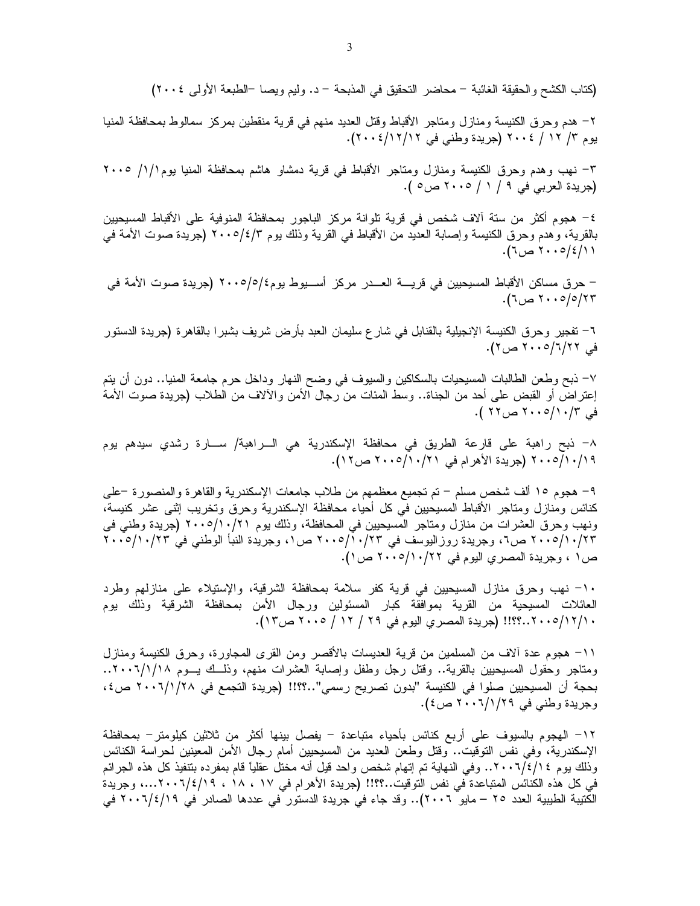(كتاب الكشح والحقيقة الغائبة – محاضر التحقيق في المذبحة – د. وليم ويصا –الطبعة الأولى ٢٠٠٤)

٢– هدم وحرق الكنيسة ومنازل ومتاجر الأقباط وقتل العديد منهم في قرية منقطين بمركز سمالوط بمحافظة المنيا يوم ٣/ ١٢ / ٢٠٠٤ (جريدة وطني في ٢٠٠٤/١٢/١٢).

٣– نهب وهدم وحرق الكنيسة ومنازل ومتاجر الأقباط في قرية دمشاو هاشم بمحافظة المنيا يوم١/١/ ٢٠٠٥ (جريدة العربي في ٩ / ١ / ٢٠٠٥ ص٥ ).

٤– هجوم أكثر من ستة آلاف شخص في قرية تلوانة مركز الباجور بمحافظة المنوفية على الأقباط المسيحيين بالقرية، وهدم وحرق الكنيسة وإصابة العديد من الأقباط في القرية وذلك يوم ٢٠٠٥/٤/٣ (جريدة صوت الأمة في ٢٠٠٥/٤/١١ ص٦).

– حرق مساكن الأقباط المسيحيين في قريـــة العــدر مركز أســيوط يوم٢٠٠٥/٥/٤ (جريدة صوت الأمة في ٢٠٠٥/٥/٢٣ ص٦).

٦– تفجير وحرق الكنيسة الإنجيلية بالقنابل في شارع سليمان العبد بأرض شريف بشبرا بالقاهرة (جريدة الدستور في ٢٠٠٥/٦/٢٢ ص٢).

٧– ذبح وطعن الطالبات المسيحيات بالسكاكين والسيوف في وضح النهار وداخل حرم جامعة المنيا.. دون أن يتم إعتراض أو القبض على أحد من الجناة.. وسط المئات من رجال الأمن والآلاف من الطلاب (جريدة صوت الأمة في ٢٠٠٥/١٠/٣ ص٢٢ ).

٨– ذبح راهبة على قارعة الطريق في محافظة الإسكندرية هي الــراهبة/ ســارة رشدي سيدهم يوم ٢٠٠٥/١٠/١٩ (جريدة الأهرام في ٢٠٠٥/١٠/٢١ ص١٢).

٩– هجوم ١٥ ألف شخص مسلم – تم تجميع معظمهم من طلاب جامعات الإسكندرية والقاهرة والمنصورة –على كنائس ومنازل ومتاجر الأقباط المسيحيين في كل أحياء محافظة الإسكندرية وحرق وتخريب إثنى عشر كنيسة، ونهب وحرق العشرات من منازل ومتاجر المسيحيين في المحافظة، وذلك يوم ٢٠٠٥/١٠/٢١ (جريدة وطني في ٢٠٠٥/١٠/٢٣ ص٦، وجريدة روزاليوسف في ٢٠٠٥/١٠/٢٣ ص١، وجريدة النبأ الوطني في ٢٠٠٥/١٠/٢٣ ص١ ، وجريدة المصري اليوم في ٢٠٠٥/١٠/٢٢ ص١).

١٠– نهب وحرق منازل المسيحيين في قرية كفر سلامة بمحافظة الشرقية، والإستيلاء على منازلهم وطرد العائلات المسيحية من القرية بموافقة كبار المسئولين ورجال الأمن بمحافظة الشرقية وذلك يوم ٢٠٠٥/١٢/١٠..؟؟!! (جريدة المصري اليوم في ٢٩ / ١٢ / ٢٠٠٥ ص١٣).

١١– هجوم عدة آلاف من المسلمين من قرية العديسات بالأقصر ومن القرى المجاورة، وحرق الكنيسة ومنازل ومتاجر وحقول المسيحيين بالقرية.. وقتل رجل وطفل وإصابة العشرات منهم، وذلــك يــوم ٢٠٠٦/١/١٨.. بحجة أن المسيحيين صلوا في الكنيسة "بدون تصريح رسمي"..؟؟!! (جريدة التجمع في ٢٠٠٦/١/٢٨ ص٤، وجريدة وطني في ٢٠٠٦/١/٢٩ ص٤).

١٢– الهجوم بالسيوف على أربع كنائس بأحياء متباعدة – يفصل بينها أكثر من ثلاثين كيلومتر– بمحافظة الإسكندرية، وفي نفس التوقيت.. وقتل وطعن العديد من المسيحيين أمام رجال الأمن المعينين لحراسة الكنائس وذلك يوم ٢٠٠٦/٤/١٤.. وفي النهاية تم إتهام شخص واحد قيل أنه مختل عقلياً قام بمفرده بتنفيذ كل هذه الجرائم في كل هذه الكنائس المتباعدة في نفس التوقيت..؟؟!! (جريدة الأهرام في ١٧ ، ١٨ ، ٢٠٠٦/٤/١٩...، وجريدة الكتيبة الطيبية العدد ٢٥ – مايو ٢٠٠٦).. وقد جاء في جريدة الدستور في عددها الصادر في ٢٠٠٦/٤/١٩ في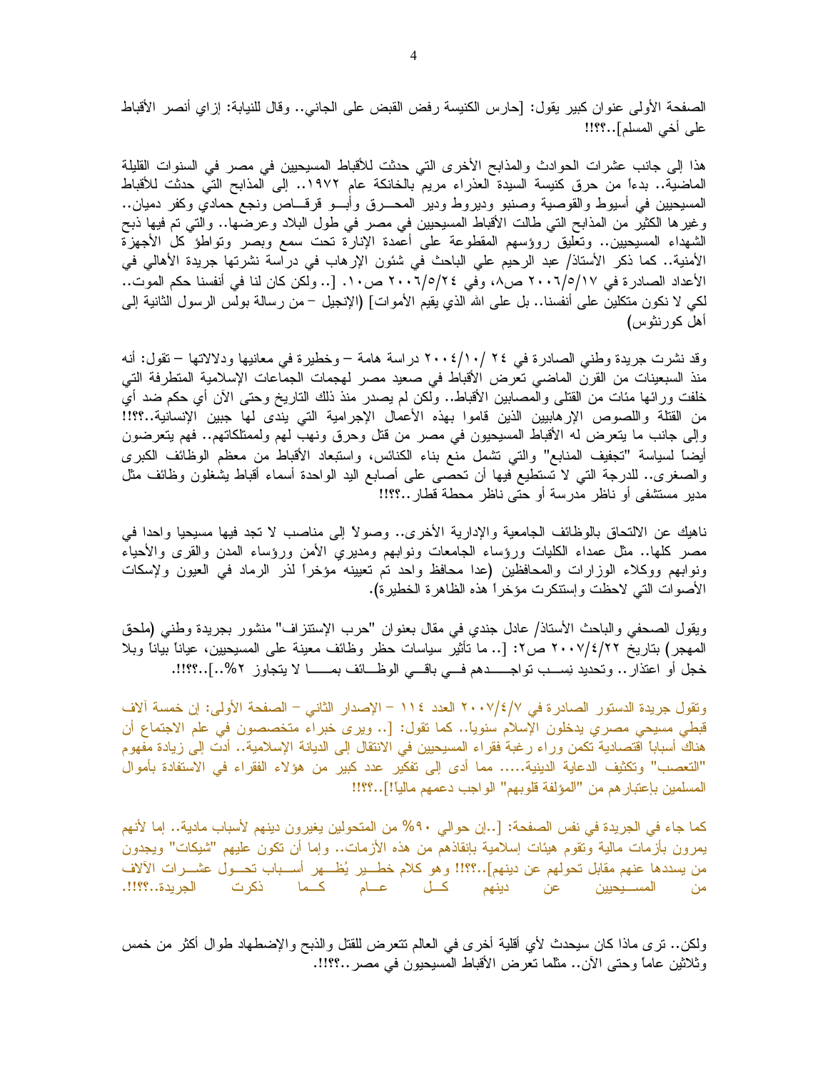الصفحة الأولى عنوان كبير يقول: [حارس الكنيسة رفض القبض على الجاني.. وقال للنيابة: إزاي أنصر الأقباط على أخي المسلم]..؟؟!!

هذا إلى جانب عشرات الحوادث والمذابح الأخرى التي حدثت للأقباط المسيحيين في مصر في السنوات القليلة الماضية.. بدءاً من حرق كنيسة السيدة العذراء مريم بالخانكة عام ١٩٧٢.. إلى المذابح التي حدثت للأقباط المسيحيين في أسيوط والقوصية وصنبو وديروط ودير المحـرق وأبـو قرقـاص ونجع حمادي وكفر دميان.. وغيرها الكثير من المذابح التي طالت الأقباط المسيحيين في مصر في طول البلاد وعرضها.. والتي تم فيها ذبح الشهداء المسيحيين.. وتعليق رؤوسهم المقطوعة على أعمدة الإنارة تحت سمع وبصر وتواطؤ كل الأجهزة الأمنية.. كما ذكر الأستاذ/ عبد الرحيم علي الباحث في شئون الإرهاب في دراسة نشرتها جريدة الأهالي في الأعداد الصادرة في ٢٠٠٦/٥/١٧ ص٨، وفي ٢٠٠٦/٥/٢٤ ص١٠. [.. ولكن كان لنا في أنفسنا حكم الموت.. لكي لا نكون متكلين على أنفسنا.. بل على الله الذي يقيم الأموات] (الإنجيل – من رسالة بولس الرسول الثانية إلى أهل كورنثوس)

وقد نشرت جريدة وطني الصادرة في ٢٤ /٢٠٠٤/١٠ دراسة هامة – وخطيرة في معانيها ودلالاتها – تقول: أنه منذ السبعينات من القرن الماضي تعرض الأقباط في صعيد مصر لهجمات الجماعات الإسلامية المتطرفة التي خلفت ورائها مئات من القتلى والمصابين الأقباط.. ولكن لم يصدر منذ ذلك التاريخ وحتى الآن أي حكم ضد أي من القتلة واللصوص الإرهابيين الذين قاموا بهذه الأعمال الإجرامية التي يندى لها جبين الإنسانية..؟؟!! وإلى جانب ما يتعرض له الأقباط المسيحيون في مصر من قتل وحرق ونهب لهم ولممتلكاتهم.. فهم يتعرضون أيضاً لسياسة "تجفيف المنابع" والتي تشمل منع بناء الكنائس، واستبعاد الأقباط من معظم الوظائف الكبرى والصغرى.. للدرجة التي لا تستطيع فيها أن تحصى على أصابع اليد الواحدة أسماء أقباط يشغلون وظائف مثل مدير مستشفى أو ناظر مدرسة أو حتى ناظر محطة قطار..؟؟!!

ناهيك عن الالتحاق بالوظائف الجامعية والإدارية الأخرى.. وصولاً إلى مناصب لا تجد فيها مسيحيا واحدا في مصر كلها.. مثل عمداء الكليات ورؤساء الجامعات ونوابهم ومديري الأمن ورؤساء المدن والقرى والأحياء ونوابهم ووكلاء الوزارات والمحافظين (عدا محافظ واحد تم تعيينه مؤخراً لذر الرماد في العيون ولإسكات الأصوات التي لاحظت وإستنكرت مؤخراً هذه الظاهرة الخطيرة).

ويقول الصحفي والباحث الأستاذ/ عادل جندي في مقال بعنوان "حرب الإستنزاف" منشور بجريدة وطني (ملحق المهجر) بتاريخ ٢٠٠٧/٤/٢٢ ص٢: [.. ما تأثير سياسات حظر وظائف معينة على المسيحيين، عياناً بياناً وبلا خجل أو اعتذار.. وتحديد نسـب تواجـدهم فـي باقـي الوظـائف بمـا لا يتجاوز ٢%..]..؟؟!!.

وتقول جريدة الدستور الصادرة في ٢٠٠٧/٤/٧ العدد ١١٤ – الإصدار الثاني – الصفحة الأولى: إن خمسة آلاف قبطي مسيحي مصري يدخلون الإسلام سنوياً.. كما تقول: [.. ويرى خبراء متخصصون في علم الاجتماع أن هناك أسباباً اقتصادية تكمن وراء رغبة فقراء المسيحيين في الانتقال إلى الديانة الإسلامية.. أدت إلى زيادة مفهوم "التعصب" وتكثيف الدعاية الدينية..... مما أدى إلى تفكير عدد كبير من هؤلاء الفقراء في الاستفادة بأموال المسلمين بإعتبارهم من "المؤلفة قلوبهم" الواجب دعمهم مالياً!]..؟؟!!

كما جاء في الجريدة في نفس الصفحة: [..إن حوالي ٩٠% من المتحولين يغيرون دينهم لأسباب مادية.. إما لأنهم يمرون بأزمات مالية وتقوم هيئات إسلامية بإنقاذهم من هذه الأزمات.. وإما أن تكون عليهم "شيكات" ويجدون من يسددها عنهم مقابل تحولهم عن دينهم]..؟؟!! وهو كلام خطير يُظهر أسباب تحول عشرات الآلاف من المسيحيين عن دينهم كل عام كما ذكرت الجريدة..؟؟!!.

ولكن.. ترى ماذا كان سيحدث لأي أقلية أخرى في العالم تتعرض للقتل والذبح والإضطهاد طوال أكثر من خمس وثلاثين عاماً وحتى الآن.. مثلما تعرض الأقباط المسيحيون في مصر..؟؟!!.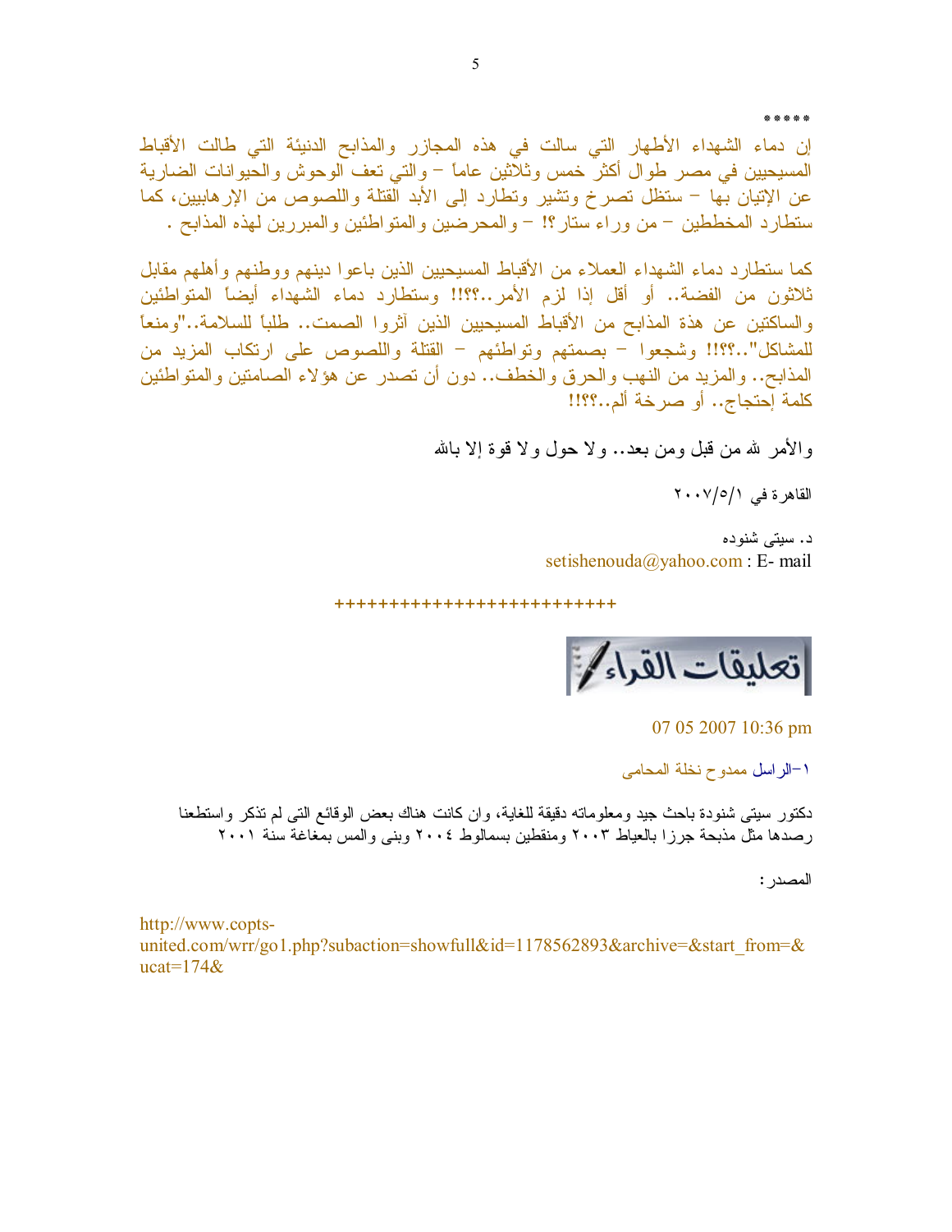\*\*\*\*\*

إن دماء الشهداء الأطهار التي سالت في هذه المجازر والمذابح الدنيئة التي طالت الأقباط المسيحيين في مصر طوال أكثر خمس وثلاثين عاماً – والتي تعف الوحوش والحيوانات الضارية عن الإتيان بها – ستظل تصرخ وتشير وتطارد إلى الأبد القتلة واللصوص من الإرهابيين، كما ستطارد المخططين – من وراء ستار؟! – والمحرضين والمتواطئين والمبررين لهذه المذابح .

كما ستطارد دماء الشهداء العملاء من الأقباط المسيحيين الذين باعوا دينهم ووطنهم وأهلهم مقابل ثلاثون من الفضة.. أو أقل إذا لزم الأمر..؟؟!! وستطارد دماء الشهداء أيضاً المتواطئين والساكتين عن هذة المذابح من الأقباط المسيحيين الذين آثروا الصمت.. طلباً للسلامة.."ومنعاً للمشاكل"..؟؟!! وشجعوا – بصمتهم وتواطئهم – القتلة واللصوص على ارتكاب المزيد من المذابح.. والمزيد من النهب والحرق والخطف.. دون أن تصدر عن هؤلاء الصامتين والمتواطئين كلمة إحتجاج.. أو صرخة ألم..؟؟!!

والأمر لله من قبل ومن بعد.. ولا حول ولا قوة إلا بالله

القاهرة في ٢٠٠٧/٥/١

د. سيتى شنوده
E- mail : setishenouda@yahoo.com

++++++++++++++++++++++++++

تعليقات القراء

07 05 2007 10:36 pm

١–الراسل ممدوح نخلة المحامى

دكتور سيتى شنودة باحث جيد ومعلوماته دقيقة للغاية، وان كانت هناك بعض الوقائع التى لم تذكر واستطعنا رصدها مثل مذبحة جرزا بالعياط ٢٠٠٣ ومنقطين بسمالوط ٢٠٠٤ وبنى والمس بمغاغة سنة ٢٠٠١

المصدر :

http://www.copts-united.com/wrr/go1.php?subaction=showfull&id=1178562893&archive=&start_from=&ucat=174&